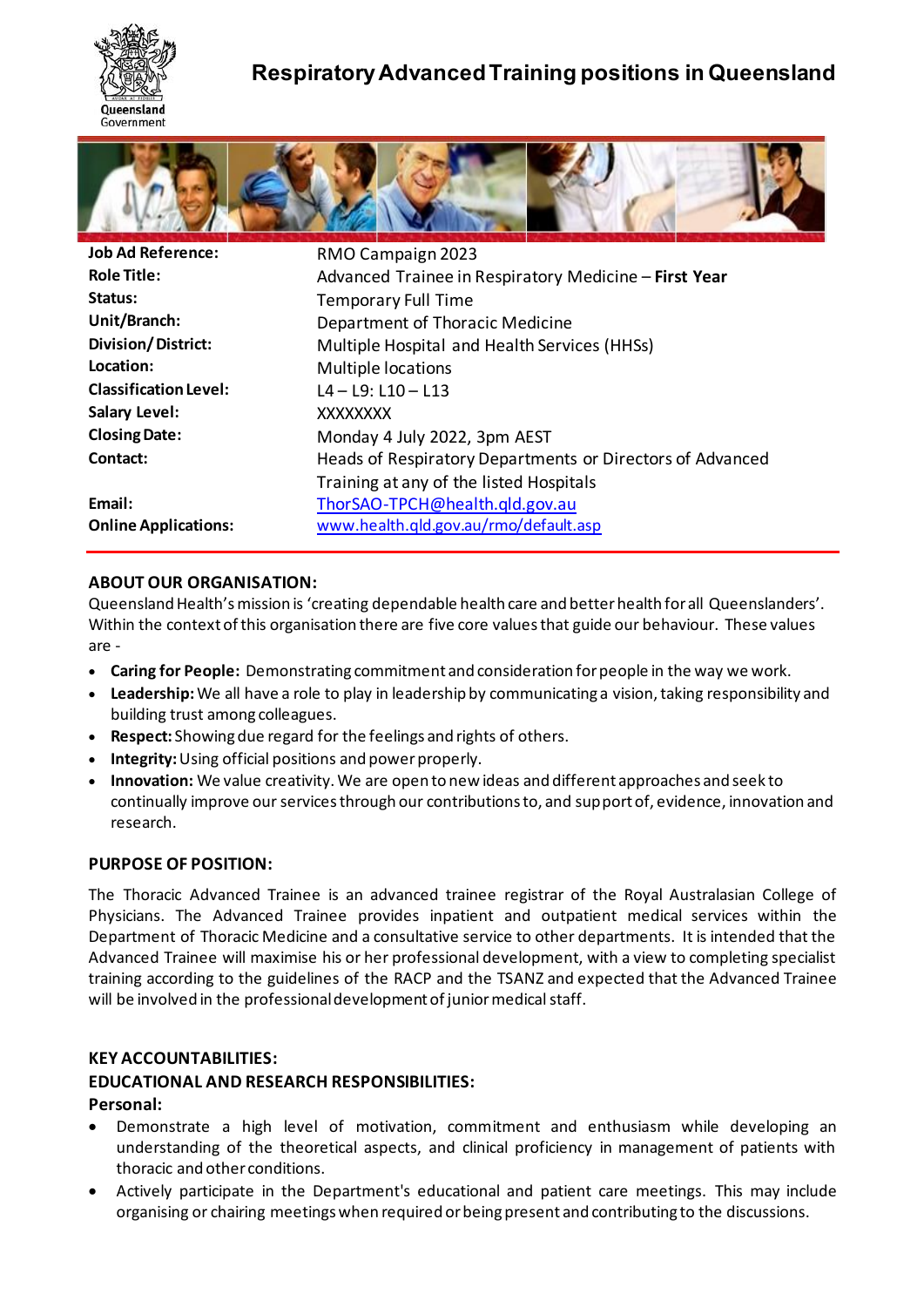# Respiratory Advanced Training positions in Queensland

| | |
|---|---|
| **Job Ad Reference:** | RMO Campaign 2023 |
| **Role Title:** | Advanced Trainee in Respiratory Medicine – **First Year** |
| **Status:** | Temporary Full Time |
| **Unit/Branch:** | Department of Thoracic Medicine |
| **Division/ District:** | Multiple Hospital and Health Services (HHSs) |
| **Location:** | Multiple locations |
| **Classification Level:** | L4 – L9: L10 – L13 |
| **Salary Level:** | XXXXXXXX |
| **Closing Date:** | Monday 4 July 2022, 3pm AEST |
| **Contact:** | Heads of Respiratory Departments or Directors of Advanced Training at any of the listed Hospitals |
| **Email:** | ThorSAO-TPCH@health.qld.gov.au |
| **Online Applications:** | www.health.qld.gov.au/rmo/default.asp |

## ABOUT OUR ORGANISATION:

Queensland Health's mission is 'creating dependable health care and better health for all Queenslanders'. Within the context of this organisation there are five core values that guide our behaviour. These values are -

- **Caring for People:** Demonstrating commitment and consideration for people in the way we work.
- **Leadership:** We all have a role to play in leadership by communicating a vision, taking responsibility and building trust among colleagues.
- **Respect:** Showing due regard for the feelings and rights of others.
- **Integrity:** Using official positions and power properly.
- **Innovation:** We value creativity. We are open to new ideas and different approaches and seek to continually improve our services through our contributions to, and support of, evidence, innovation and research.

## PURPOSE OF POSITION:

The Thoracic Advanced Trainee is an advanced trainee registrar of the Royal Australasian College of Physicians. The Advanced Trainee provides inpatient and outpatient medical services within the Department of Thoracic Medicine and a consultative service to other departments. It is intended that the Advanced Trainee will maximise his or her professional development, with a view to completing specialist training according to the guidelines of the RACP and the TSANZ and expected that the Advanced Trainee will be involved in the professional development of junior medical staff.

## KEY ACCOUNTABILITIES:

### EDUCATIONAL AND RESEARCH RESPONSIBILITIES:

**Personal:**

- Demonstrate a high level of motivation, commitment and enthusiasm while developing an understanding of the theoretical aspects, and clinical proficiency in management of patients with thoracic and other conditions.
- Actively participate in the Department's educational and patient care meetings. This may include organising or chairing meetings when required or being present and contributing to the discussions.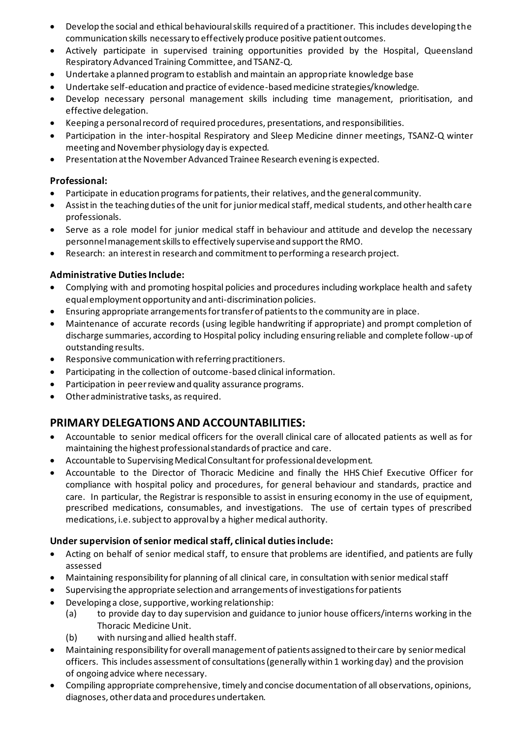- Develop the social and ethical behavioural skills required of a practitioner. This includes developing the communication skills necessary to effectively produce positive patient outcomes.
- Actively participate in supervised training opportunities provided by the Hospital, Queensland Respiratory Advanced Training Committee, and TSANZ-Q.
- Undertake a planned program to establish and maintain an appropriate knowledge base
- Undertake self-education and practice of evidence-based medicine strategies/knowledge.
- Develop necessary personal management skills including time management, prioritisation, and effective delegation.
- Keeping a personal record of required procedures, presentations, and responsibilities.
- Participation in the inter-hospital Respiratory and Sleep Medicine dinner meetings, TSANZ-Q winter meeting and November physiology day is expected.
- Presentation at the November Advanced Trainee Research evening is expected.

### Professional:

- Participate in education programs for patients, their relatives, and the general community.
- Assist in the teaching duties of the unit for junior medical staff, medical students, and other health care professionals.
- Serve as a role model for junior medical staff in behaviour and attitude and develop the necessary personnel management skills to effectively supervise and support the RMO.
- Research: an interest in research and commitment to performing a research project.

### Administrative Duties Include:

- Complying with and promoting hospital policies and procedures including workplace health and safety equal employment opportunity and anti-discrimination policies.
- Ensuring appropriate arrangements for transfer of patients to the community are in place.
- Maintenance of accurate records (using legible handwriting if appropriate) and prompt completion of discharge summaries, according to Hospital policy including ensuring reliable and complete follow-up of outstanding results.
- Responsive communication with referring practitioners.
- Participating in the collection of outcome-based clinical information.
- Participation in peer review and quality assurance programs.
- Other administrative tasks, as required.

## PRIMARY DELEGATIONS AND ACCOUNTABILITIES:

- Accountable to senior medical officers for the overall clinical care of allocated patients as well as for maintaining the highest professional standards of practice and care.
- Accountable to Supervising Medical Consultant for professional development.
- Accountable to the Director of Thoracic Medicine and finally the HHS Chief Executive Officer for compliance with hospital policy and procedures, for general behaviour and standards, practice and care. In particular, the Registrar is responsible to assist in ensuring economy in the use of equipment, prescribed medications, consumables, and investigations. The use of certain types of prescribed medications, i.e. subject to approval by a higher medical authority.

### Under supervision of senior medical staff, clinical duties include:

- Acting on behalf of senior medical staff, to ensure that problems are identified, and patients are fully assessed
- Maintaining responsibility for planning of all clinical care, in consultation with senior medical staff
- Supervising the appropriate selection and arrangements of investigations for patients
- Developing a close, supportive, working relationship:
  - (a) to provide day to day supervision and guidance to junior house officers/interns working in the Thoracic Medicine Unit.
  - (b) with nursing and allied health staff.
- Maintaining responsibility for overall management of patients assigned to their care by senior medical officers. This includes assessment of consultations (generally within 1 working day) and the provision of ongoing advice where necessary.
- Compiling appropriate comprehensive, timely and concise documentation of all observations, opinions, diagnoses, other data and procedures undertaken.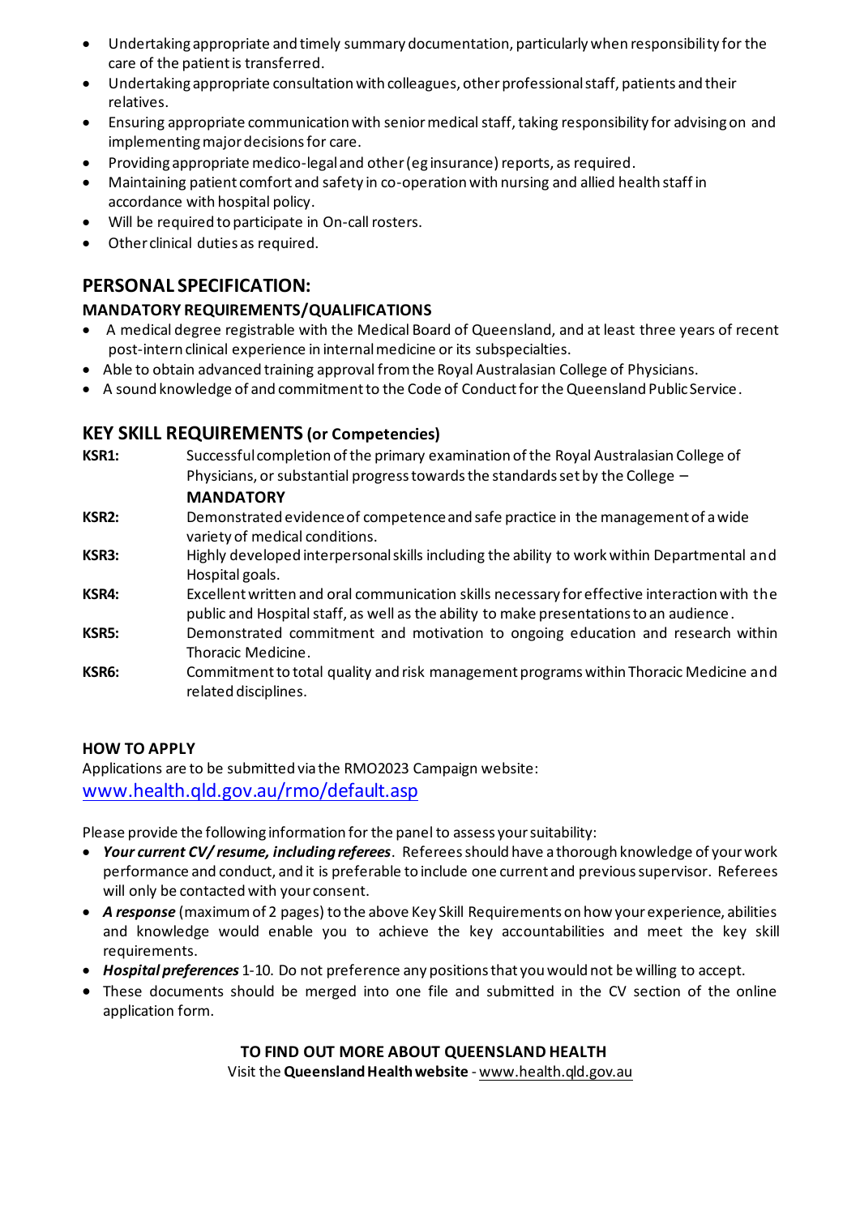- Undertaking appropriate and timely summary documentation, particularly when responsibility for the care of the patient is transferred.
- Undertaking appropriate consultation with colleagues, other professional staff, patients and their relatives.
- Ensuring appropriate communication with senior medical staff, taking responsibility for advising on and implementing major decisions for care.
- Providing appropriate medico-legal and other (eg insurance) reports, as required.
- Maintaining patient comfort and safety in co-operation with nursing and allied health staff in accordance with hospital policy.
- Will be required to participate in On-call rosters.
- Other clinical duties as required.

## PERSONAL SPECIFICATION:

### MANDATORY REQUIREMENTS/QUALIFICATIONS

- A medical degree registrable with the Medical Board of Queensland, and at least three years of recent post-intern clinical experience in internal medicine or its subspecialties.
- Able to obtain advanced training approval from the Royal Australasian College of Physicians.
- A sound knowledge of and commitment to the Code of Conduct for the Queensland Public Service.

## KEY SKILL REQUIREMENTS (or Competencies)

| | |
|---|---|
| **KSR1:** | Successful completion of the primary examination of the Royal Australasian College of Physicians, or substantial progress towards the standards set by the College – **MANDATORY** |
| **KSR2:** | Demonstrated evidence of competence and safe practice in the management of a wide variety of medical conditions. |
| **KSR3:** | Highly developed interpersonal skills including the ability to work within Departmental and Hospital goals. |
| **KSR4:** | Excellent written and oral communication skills necessary for effective interaction with the public and Hospital staff, as well as the ability to make presentations to an audience. |
| **KSR5:** | Demonstrated commitment and motivation to ongoing education and research within Thoracic Medicine. |
| **KSR6:** | Commitment to total quality and risk management programs within Thoracic Medicine and related disciplines. |

### HOW TO APPLY

Applications are to be submitted via the RMO2023 Campaign website:
www.health.qld.gov.au/rmo/default.asp

Please provide the following information for the panel to assess your suitability:

- ***Your current CV/ resume, including referees***. Referees should have a thorough knowledge of your work performance and conduct, and it is preferable to include one current and previous supervisor. Referees will only be contacted with your consent.
- ***A response*** (maximum of 2 pages) to the above Key Skill Requirements on how your experience, abilities and knowledge would enable you to achieve the key accountabilities and meet the key skill requirements.
- ***Hospital preferences*** 1-10. Do not preference any positions that you would not be willing to accept.
- These documents should be merged into one file and submitted in the CV section of the online application form.

**TO FIND OUT MORE ABOUT QUEENSLAND HEALTH**

Visit the **Queensland Health website** - www.health.qld.gov.au